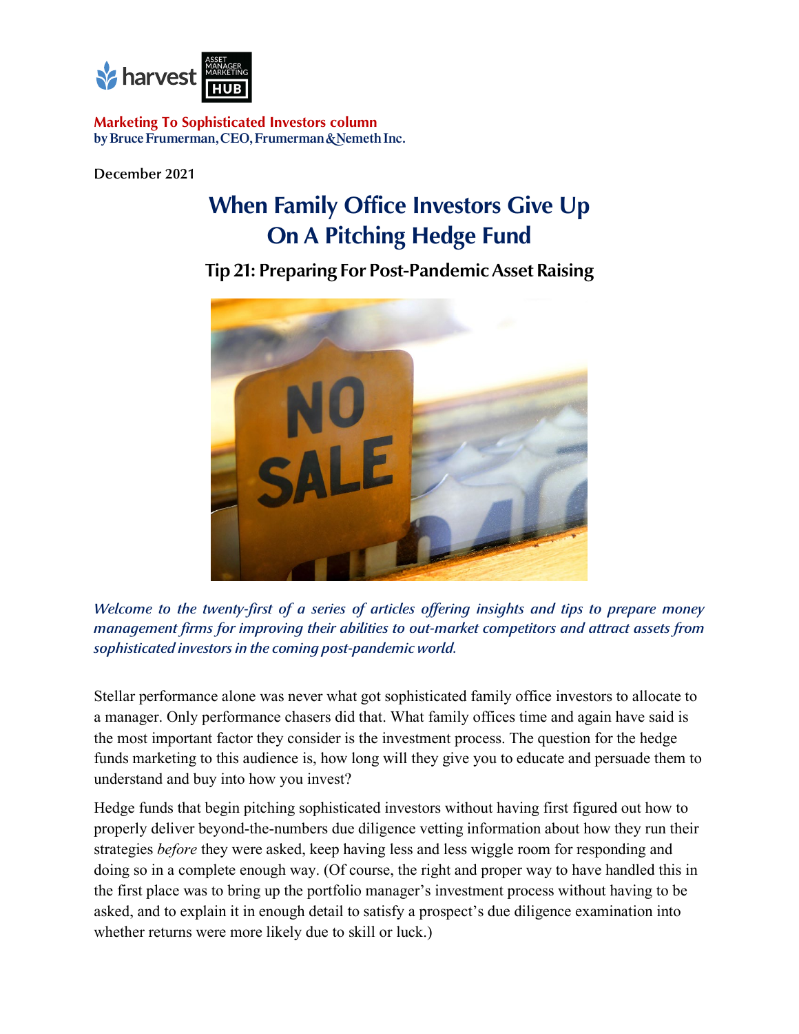**Marketing To Sophisticated Investors column**
**by Bruce Frumerman, CEO, Frumerman & Nemeth Inc.**

December 2021

# When Family Office Investors Give Up On A Pitching Hedge Fund

## Tip 21: Preparing For Post-Pandemic Asset Raising

*Welcome to the twenty-first of a series of articles offering insights and tips to prepare money management firms for improving their abilities to out-market competitors and attract assets from sophisticated investors in the coming post-pandemic world.*

Stellar performance alone was never what got sophisticated family office investors to allocate to a manager. Only performance chasers did that. What family offices time and again have said is the most important factor they consider is the investment process. The question for the hedge funds marketing to this audience is, how long will they give you to educate and persuade them to understand and buy into how you invest?

Hedge funds that begin pitching sophisticated investors without having first figured out how to properly deliver beyond-the-numbers due diligence vetting information about how they run their strategies *before* they were asked, keep having less and less wiggle room for responding and doing so in a complete enough way. (Of course, the right and proper way to have handled this in the first place was to bring up the portfolio manager's investment process without having to be asked, and to explain it in enough detail to satisfy a prospect's due diligence examination into whether returns were more likely due to skill or luck.)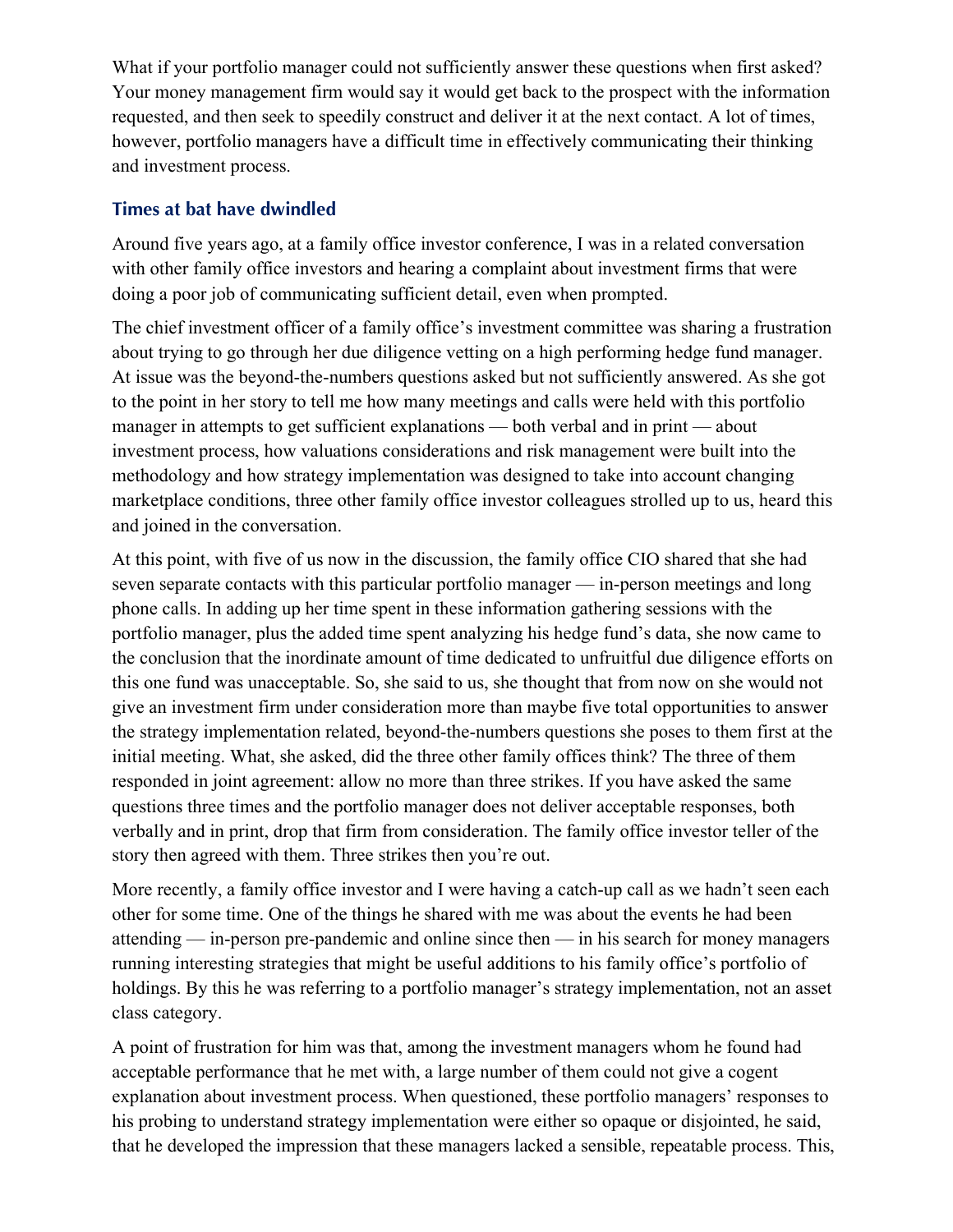What if your portfolio manager could not sufficiently answer these questions when first asked? Your money management firm would say it would get back to the prospect with the information requested, and then seek to speedily construct and deliver it at the next contact. A lot of times, however, portfolio managers have a difficult time in effectively communicating their thinking and investment process.

## Times at bat have dwindled

Around five years ago, at a family office investor conference, I was in a related conversation with other family office investors and hearing a complaint about investment firms that were doing a poor job of communicating sufficient detail, even when prompted.

The chief investment officer of a family office's investment committee was sharing a frustration about trying to go through her due diligence vetting on a high performing hedge fund manager. At issue was the beyond-the-numbers questions asked but not sufficiently answered. As she got to the point in her story to tell me how many meetings and calls were held with this portfolio manager in attempts to get sufficient explanations — both verbal and in print — about investment process, how valuations considerations and risk management were built into the methodology and how strategy implementation was designed to take into account changing marketplace conditions, three other family office investor colleagues strolled up to us, heard this and joined in the conversation.

At this point, with five of us now in the discussion, the family office CIO shared that she had seven separate contacts with this particular portfolio manager — in-person meetings and long phone calls. In adding up her time spent in these information gathering sessions with the portfolio manager, plus the added time spent analyzing his hedge fund's data, she now came to the conclusion that the inordinate amount of time dedicated to unfruitful due diligence efforts on this one fund was unacceptable. So, she said to us, she thought that from now on she would not give an investment firm under consideration more than maybe five total opportunities to answer the strategy implementation related, beyond-the-numbers questions she poses to them first at the initial meeting. What, she asked, did the three other family offices think? The three of them responded in joint agreement: allow no more than three strikes. If you have asked the same questions three times and the portfolio manager does not deliver acceptable responses, both verbally and in print, drop that firm from consideration. The family office investor teller of the story then agreed with them. Three strikes then you're out.

More recently, a family office investor and I were having a catch-up call as we hadn't seen each other for some time. One of the things he shared with me was about the events he had been attending — in-person pre-pandemic and online since then — in his search for money managers running interesting strategies that might be useful additions to his family office's portfolio of holdings. By this he was referring to a portfolio manager's strategy implementation, not an asset class category.

A point of frustration for him was that, among the investment managers whom he found had acceptable performance that he met with, a large number of them could not give a cogent explanation about investment process. When questioned, these portfolio managers' responses to his probing to understand strategy implementation were either so opaque or disjointed, he said, that he developed the impression that these managers lacked a sensible, repeatable process. This,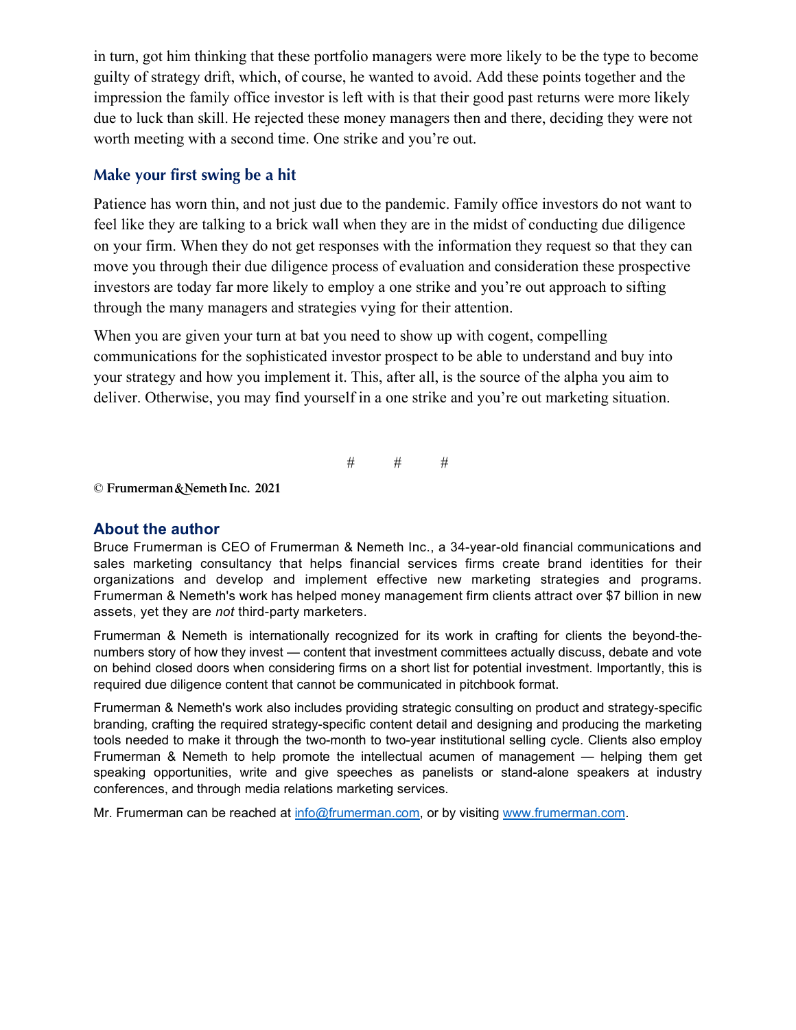in turn, got him thinking that these portfolio managers were more likely to be the type to become guilty of strategy drift, which, of course, he wanted to avoid. Add these points together and the impression the family office investor is left with is that their good past returns were more likely due to luck than skill. He rejected these money managers then and there, deciding they were not worth meeting with a second time. One strike and you're out.

### Make your first swing be a hit

Patience has worn thin, and not just due to the pandemic. Family office investors do not want to feel like they are talking to a brick wall when they are in the midst of conducting due diligence on your firm. When they do not get responses with the information they request so that they can move you through their due diligence process of evaluation and consideration these prospective investors are today far more likely to employ a one strike and you're out approach to sifting through the many managers and strategies vying for their attention.

When you are given your turn at bat you need to show up with cogent, compelling communications for the sophisticated investor prospect to be able to understand and buy into your strategy and how you implement it. This, after all, is the source of the alpha you aim to deliver. Otherwise, you may find yourself in a one strike and you're out marketing situation.

# # #

© **Frumerman&Nemeth Inc. 2021**

## About the author

Bruce Frumerman is CEO of Frumerman & Nemeth Inc., a 34-year-old financial communications and sales marketing consultancy that helps financial services firms create brand identities for their organizations and develop and implement effective new marketing strategies and programs. Frumerman & Nemeth's work has helped money management firm clients attract over $7 billion in new assets, yet they are *not* third-party marketers.

Frumerman & Nemeth is internationally recognized for its work in crafting for clients the beyond-the-numbers story of how they invest — content that investment committees actually discuss, debate and vote on behind closed doors when considering firms on a short list for potential investment. Importantly, this is required due diligence content that cannot be communicated in pitchbook format.

Frumerman & Nemeth's work also includes providing strategic consulting on product and strategy-specific branding, crafting the required strategy-specific content detail and designing and producing the marketing tools needed to make it through the two-month to two-year institutional selling cycle. Clients also employ Frumerman & Nemeth to help promote the intellectual acumen of management — helping them get speaking opportunities, write and give speeches as panelists or stand-alone speakers at industry conferences, and through media relations marketing services.

Mr. Frumerman can be reached at info@frumerman.com, or by visiting www.frumerman.com.